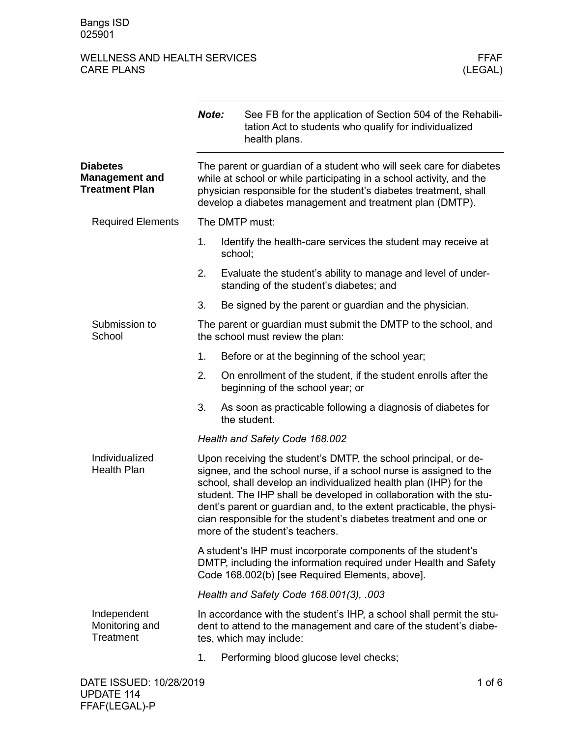Bangs ISD
025901

# WELLNESS AND HEALTH SERVICES
# CARE PLANS

FFAF
(LEGAL)

***Note:*** See FB for the application of Section 504 of the Rehabilitation Act to students who qualify for individualized health plans.

## Diabetes Management and Treatment Plan

The parent or guardian of a student who will seek care for diabetes while at school or while participating in a school activity, and the physician responsible for the student's diabetes treatment, shall develop a diabetes management and treatment plan (DMTP).

### Required Elements

The DMTP must:

1. Identify the health-care services the student may receive at school;
2. Evaluate the student's ability to manage and level of understanding of the student's diabetes; and
3. Be signed by the parent or guardian and the physician.

### Submission to School

The parent or guardian must submit the DMTP to the school, and the school must review the plan:

1. Before or at the beginning of the school year;
2. On enrollment of the student, if the student enrolls after the beginning of the school year; or
3. As soon as practicable following a diagnosis of diabetes for the student.

*Health and Safety Code 168.002*

### Individualized Health Plan

Upon receiving the student's DMTP, the school principal, or designee, and the school nurse, if a school nurse is assigned to the school, shall develop an individualized health plan (IHP) for the student. The IHP shall be developed in collaboration with the student's parent or guardian and, to the extent practicable, the physician responsible for the student's diabetes treatment and one or more of the student's teachers.

A student's IHP must incorporate components of the student's DMTP, including the information required under Health and Safety Code 168.002(b) [see Required Elements, above].

*Health and Safety Code 168.001(3), .003*

### Independent Monitoring and Treatment

In accordance with the student's IHP, a school shall permit the student to attend to the management and care of the student's diabetes, which may include:

1. Performing blood glucose level checks;

DATE ISSUED: 10/28/2019
UPDATE 114
FFAF(LEGAL)-P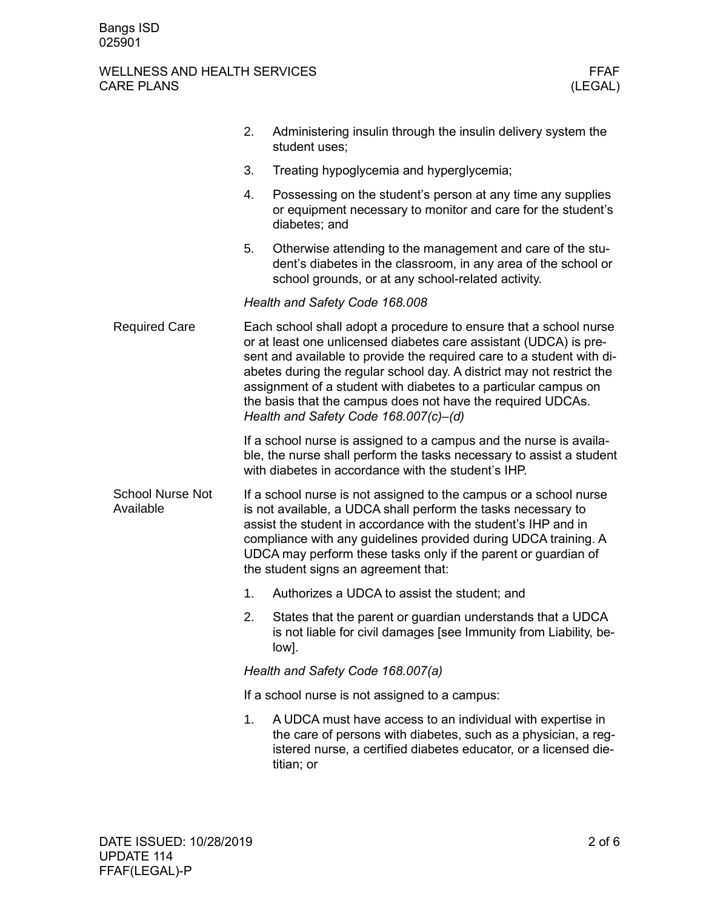2. Administering insulin through the insulin delivery system the student uses;
3. Treating hypoglycemia and hyperglycemia;
4. Possessing on the student's person at any time any supplies or equipment necessary to monitor and care for the student's diabetes; and
5. Otherwise attending to the management and care of the student's diabetes in the classroom, in any area of the school or school grounds, or at any school-related activity.

*Health and Safety Code 168.008*

## Required Care

Each school shall adopt a procedure to ensure that a school nurse or at least one unlicensed diabetes care assistant (UDCA) is present and available to provide the required care to a student with diabetes during the regular school day. A district may not restrict the assignment of a student with diabetes to a particular campus on the basis that the campus does not have the required UDCAs. *Health and Safety Code 168.007(c)–(d)*

If a school nurse is assigned to a campus and the nurse is available, the nurse shall perform the tasks necessary to assist a student with diabetes in accordance with the student's IHP.

## School Nurse Not Available

If a school nurse is not assigned to the campus or a school nurse is not available, a UDCA shall perform the tasks necessary to assist the student in accordance with the student's IHP and in compliance with any guidelines provided during UDCA training. A UDCA may perform these tasks only if the parent or guardian of the student signs an agreement that:

1. Authorizes a UDCA to assist the student; and
2. States that the parent or guardian understands that a UDCA is not liable for civil damages [see Immunity from Liability, below].

*Health and Safety Code 168.007(a)*

If a school nurse is not assigned to a campus:

1. A UDCA must have access to an individual with expertise in the care of persons with diabetes, such as a physician, a registered nurse, a certified diabetes educator, or a licensed dietitian; or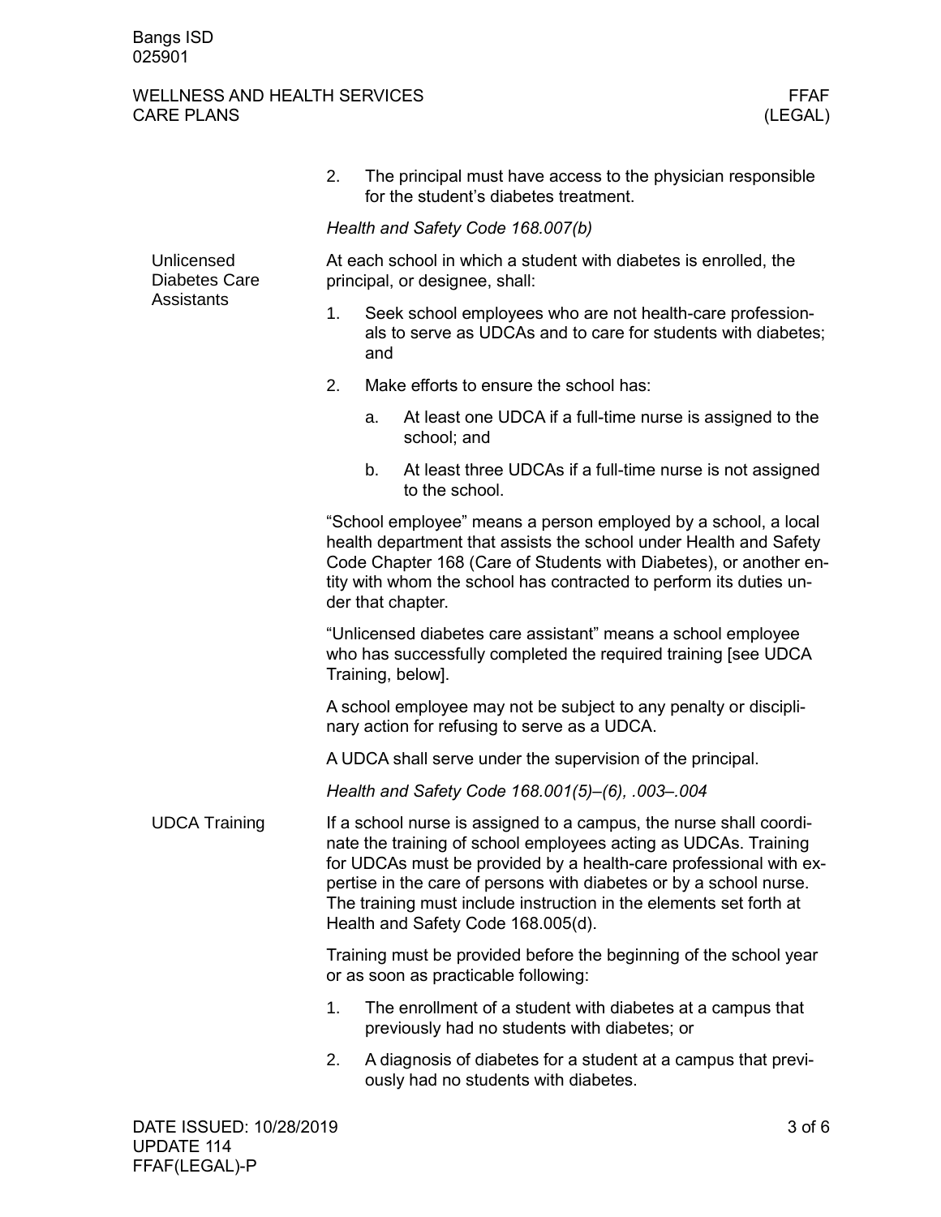2. The principal must have access to the physician responsible for the student's diabetes treatment.

*Health and Safety Code 168.007(b)*

## Unlicensed Diabetes Care Assistants

At each school in which a student with diabetes is enrolled, the principal, or designee, shall:

1. Seek school employees who are not health-care professionals to serve as UDCAs and to care for students with diabetes; and
2. Make efforts to ensure the school has:
   a. At least one UDCA if a full-time nurse is assigned to the school; and
   b. At least three UDCAs if a full-time nurse is not assigned to the school.

"School employee" means a person employed by a school, a local health department that assists the school under Health and Safety Code Chapter 168 (Care of Students with Diabetes), or another entity with whom the school has contracted to perform its duties under that chapter.

"Unlicensed diabetes care assistant" means a school employee who has successfully completed the required training [see UDCA Training, below].

A school employee may not be subject to any penalty or disciplinary action for refusing to serve as a UDCA.

A UDCA shall serve under the supervision of the principal.

*Health and Safety Code 168.001(5)–(6), .003–.004*

## UDCA Training

If a school nurse is assigned to a campus, the nurse shall coordinate the training of school employees acting as UDCAs. Training for UDCAs must be provided by a health-care professional with expertise in the care of persons with diabetes or by a school nurse. The training must include instruction in the elements set forth at Health and Safety Code 168.005(d).

Training must be provided before the beginning of the school year or as soon as practicable following:

1. The enrollment of a student with diabetes at a campus that previously had no students with diabetes; or
2. A diagnosis of diabetes for a student at a campus that previously had no students with diabetes.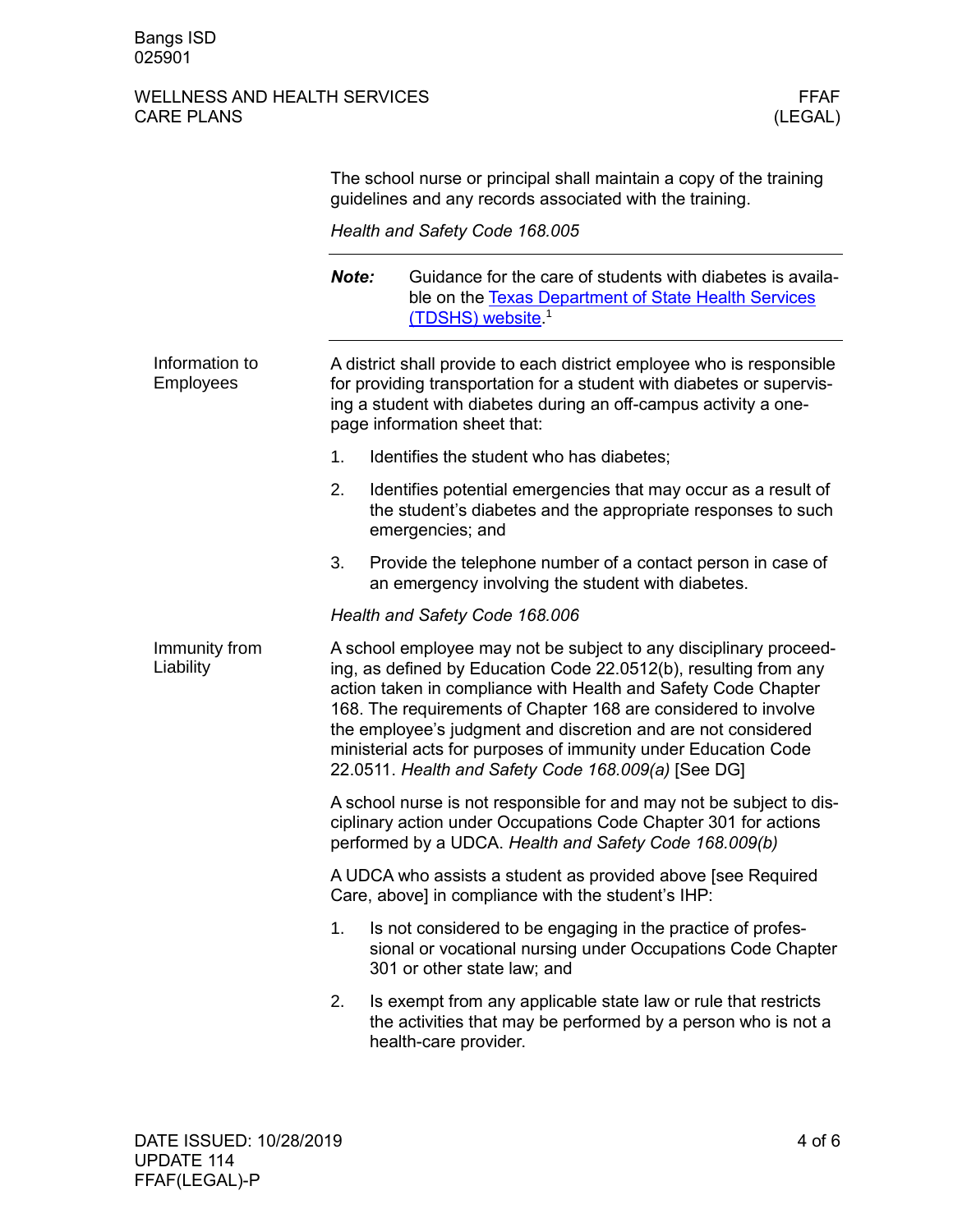The school nurse or principal shall maintain a copy of the training guidelines and any records associated with the training.

*Health and Safety Code 168.005*

---

**Note:** Guidance for the care of students with diabetes is available on the [Texas Department of State Health Services (TDSHS) website](#).[1]

---

### Information to Employees

A district shall provide to each district employee who is responsible for providing transportation for a student with diabetes or supervising a student with diabetes during an off-campus activity a one-page information sheet that:

1. Identifies the student who has diabetes;
2. Identifies potential emergencies that may occur as a result of the student's diabetes and the appropriate responses to such emergencies; and
3. Provide the telephone number of a contact person in case of an emergency involving the student with diabetes.

*Health and Safety Code 168.006*

### Immunity from Liability

A school employee may not be subject to any disciplinary proceeding, as defined by Education Code 22.0512(b), resulting from any action taken in compliance with Health and Safety Code Chapter 168. The requirements of Chapter 168 are considered to involve the employee's judgment and discretion and are not considered ministerial acts for purposes of immunity under Education Code 22.0511. *Health and Safety Code 168.009(a)* [See DG]

A school nurse is not responsible for and may not be subject to disciplinary action under Occupations Code Chapter 301 for actions performed by a UDCA. *Health and Safety Code 168.009(b)*

A UDCA who assists a student as provided above [see Required Care, above] in compliance with the student's IHP:

1. Is not considered to be engaging in the practice of professional or vocational nursing under Occupations Code Chapter 301 or other state law; and
2. Is exempt from any applicable state law or rule that restricts the activities that may be performed by a person who is not a health-care provider.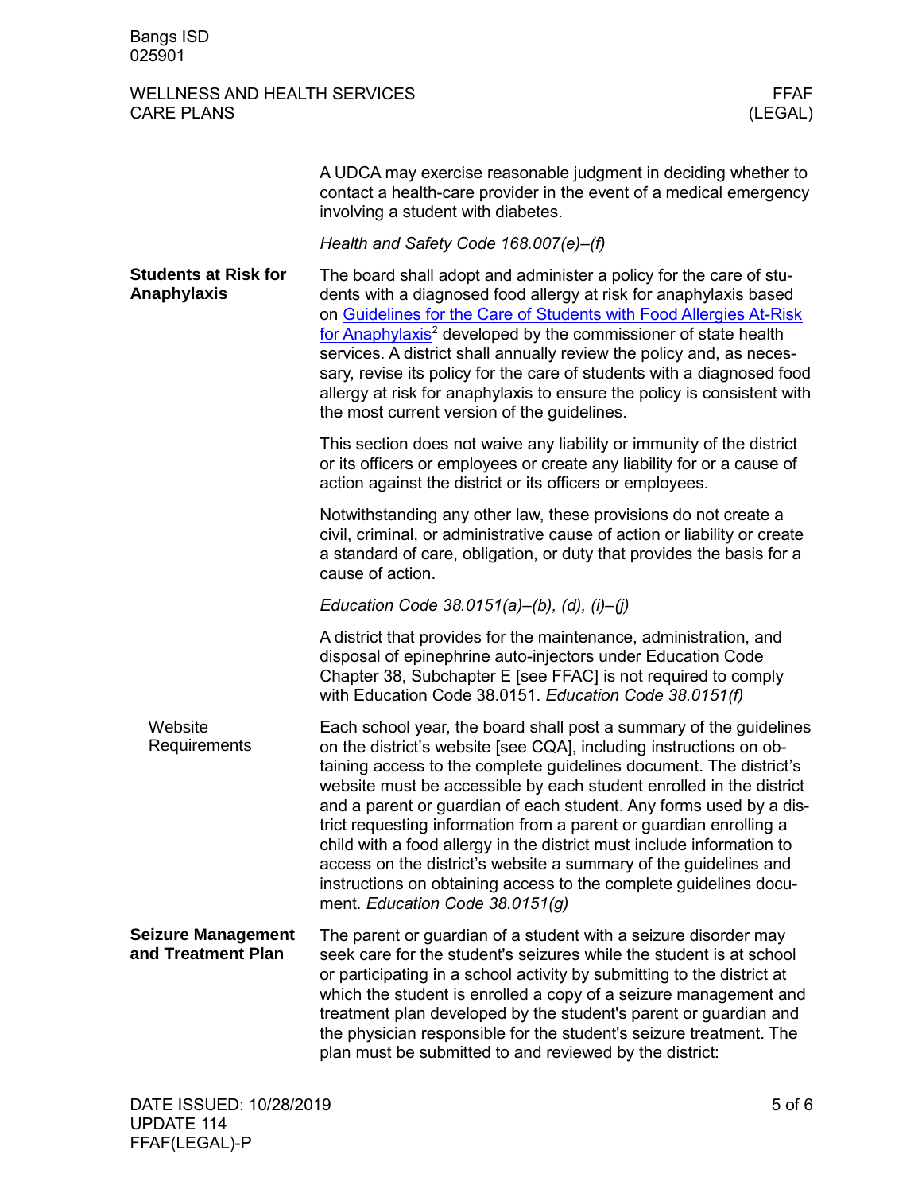A UDCA may exercise reasonable judgment in deciding whether to contact a health-care provider in the event of a medical emergency involving a student with diabetes.

*Health and Safety Code 168.007(e)–(f)*

## Students at Risk for Anaphylaxis

The board shall adopt and administer a policy for the care of students with a diagnosed food allergy at risk for anaphylaxis based on Guidelines for the Care of Students with Food Allergies At-Risk for Anaphylaxis[2] developed by the commissioner of state health services. A district shall annually review the policy and, as necessary, revise its policy for the care of students with a diagnosed food allergy at risk for anaphylaxis to ensure the policy is consistent with the most current version of the guidelines.

This section does not waive any liability or immunity of the district or its officers or employees or create any liability for or a cause of action against the district or its officers or employees.

Notwithstanding any other law, these provisions do not create a civil, criminal, or administrative cause of action or liability or create a standard of care, obligation, or duty that provides the basis for a cause of action.

*Education Code 38.0151(a)–(b), (d), (i)–(j)*

A district that provides for the maintenance, administration, and disposal of epinephrine auto-injectors under Education Code Chapter 38, Subchapter E [see FFAC] is not required to comply with Education Code 38.0151. *Education Code 38.0151(f)*

### Website Requirements

Each school year, the board shall post a summary of the guidelines on the district's website [see CQA], including instructions on obtaining access to the complete guidelines document. The district's website must be accessible by each student enrolled in the district and a parent or guardian of each student. Any forms used by a district requesting information from a parent or guardian enrolling a child with a food allergy in the district must include information to access on the district's website a summary of the guidelines and instructions on obtaining access to the complete guidelines document. *Education Code 38.0151(g)*

## Seizure Management and Treatment Plan

The parent or guardian of a student with a seizure disorder may seek care for the student's seizures while the student is at school or participating in a school activity by submitting to the district at which the student is enrolled a copy of a seizure management and treatment plan developed by the student's parent or guardian and the physician responsible for the student's seizure treatment. The plan must be submitted to and reviewed by the district: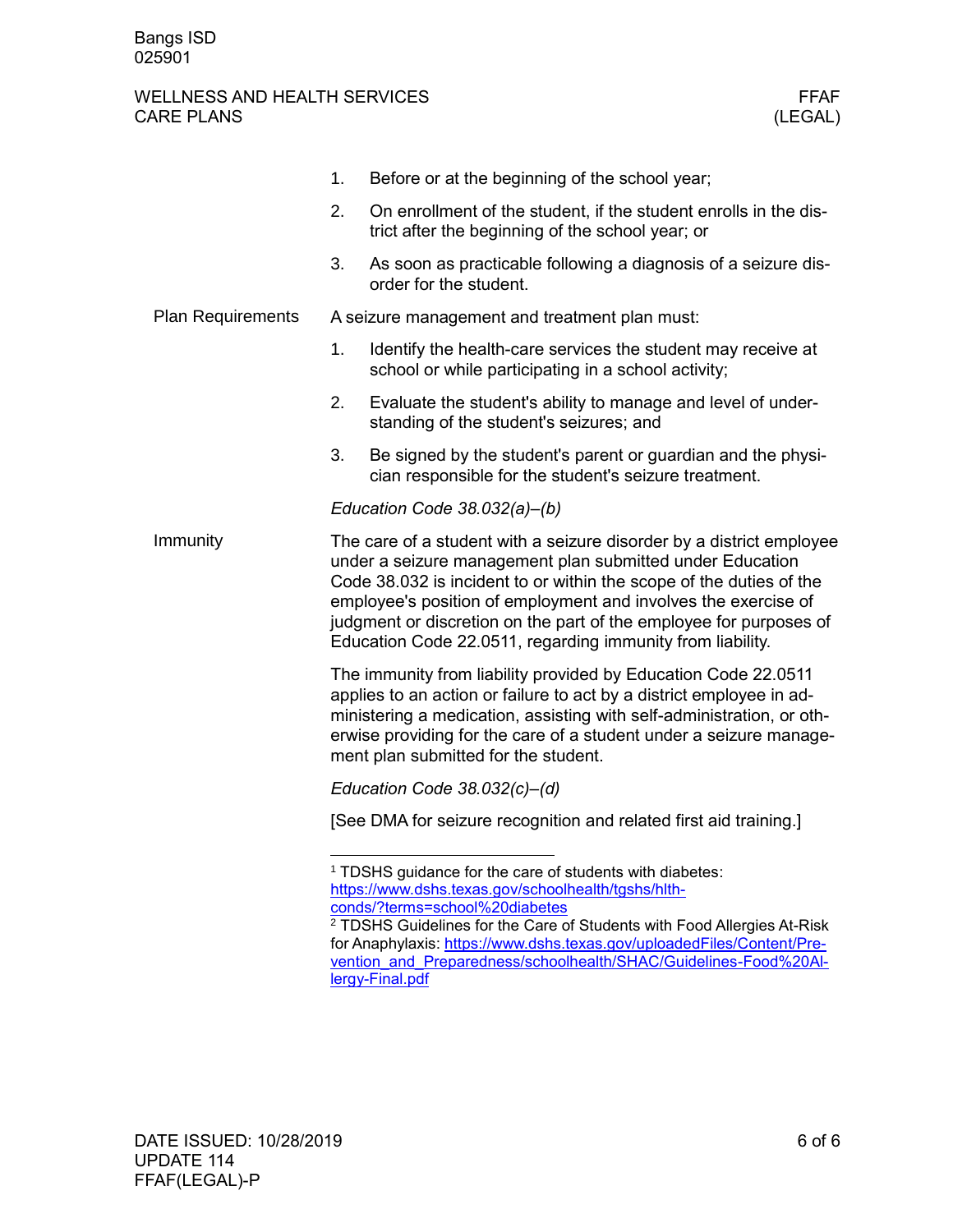1. Before or at the beginning of the school year;
2. On enrollment of the student, if the student enrolls in the district after the beginning of the school year; or
3. As soon as practicable following a diagnosis of a seizure disorder for the student.

**Plan Requirements**

A seizure management and treatment plan must:

1. Identify the health-care services the student may receive at school or while participating in a school activity;
2. Evaluate the student's ability to manage and level of understanding of the student's seizures; and
3. Be signed by the student's parent or guardian and the physician responsible for the student's seizure treatment.

*Education Code 38.032(a)–(b)*

**Immunity**

The care of a student with a seizure disorder by a district employee under a seizure management plan submitted under Education Code 38.032 is incident to or within the scope of the duties of the employee's position of employment and involves the exercise of judgment or discretion on the part of the employee for purposes of Education Code 22.0511, regarding immunity from liability.

The immunity from liability provided by Education Code 22.0511 applies to an action or failure to act by a district employee in administering a medication, assisting with self-administration, or otherwise providing for the care of a student under a seizure management plan submitted for the student.

*Education Code 38.032(c)–(d)*

[See DMA for seizure recognition and related first aid training.]

---

[1] TDSHS guidance for the care of students with diabetes: https://www.dshs.texas.gov/schoolhealth/tgshs/hlth-conds/?terms=school%20diabetes

[2] TDSHS Guidelines for the Care of Students with Food Allergies At-Risk for Anaphylaxis: https://www.dshs.texas.gov/uploadedFiles/Content/Prevention_and_Preparedness/schoolhealth/SHAC/Guidelines-Food%20Allergy-Final.pdf